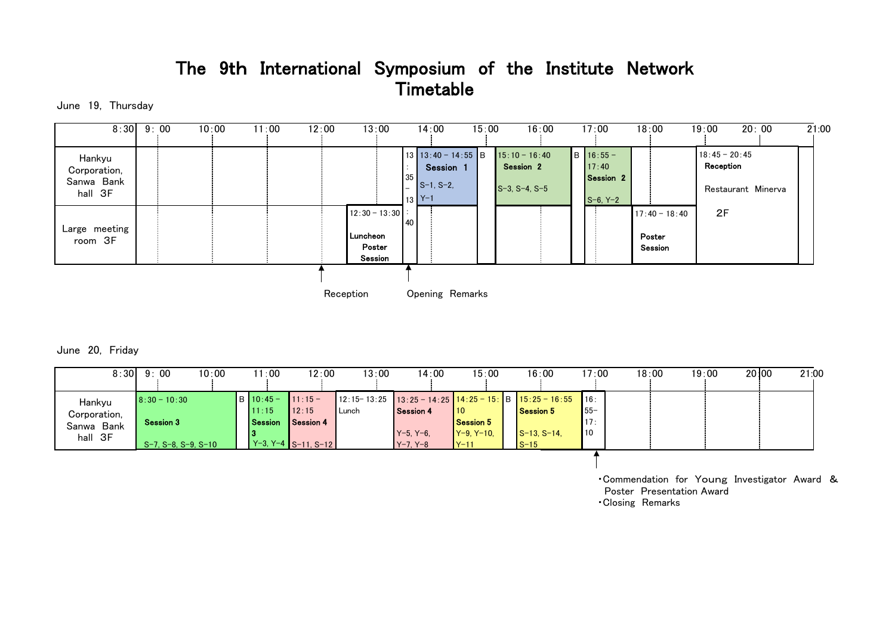# The 9th International Symposium of the Institute Network
## Timetable

June 19, Thursday

| Location | Time | Event |
|---|---|---|
| Large meeting room 3F | 12:30 – 13:30 | Luncheon Poster Session |
| Hankyu Corporation, Sanwa Bank hall 3F | 13:35 – 13:40 | Opening Remarks |
| Hankyu Corporation, Sanwa Bank hall 3F | 13:40 – 14:55 | Session 1: S-1, S-2, Y-1 |
| | | B |
| Hankyu Corporation, Sanwa Bank hall 3F | 15:10 – 16:40 | Session 2: S-3, S-4, S-5 |
| | | B |
| Hankyu Corporation, Sanwa Bank hall 3F | 16:55 – 17:40 | Session 2: S-6, Y-2 |
| Large meeting room 3F | 17:40 – 18:40 | Poster Session |
| Restaurant Minerva 2F | 18:45 – 20:45 | Reception |

Reception (arrow at 12:00)

Opening Remarks (arrow at 13:35)

June 20, Friday

| Location | Time | Event |
|---|---|---|
| Hankyu Corporation, Sanwa Bank hall 3F | 8:30 – 10:30 | Session 3: S-7, S-8, S-9, S-10 |
| | | B |
| Hankyu Corporation, Sanwa Bank hall 3F | 10:45 – 11:15 | Session 3: Y-3, Y-4 |
| Hankyu Corporation, Sanwa Bank hall 3F | 11:15 – 12:15 | Session 4: S-11, S-12 |
| Hankyu Corporation, Sanwa Bank hall 3F | 12:15– 13:25 | Lunch |
| Hankyu Corporation, Sanwa Bank hall 3F | 13:25 – 14:25 | Session 4: Y-5, Y-6, Y-7, Y-8 |
| Hankyu Corporation, Sanwa Bank hall 3F | 14:25 – 15:10 | Session 5: Y-9, Y-10, Y-11 |
| | | B |
| Hankyu Corporation, Sanwa Bank hall 3F | 15:25 – 16:55 | Session 5: S-13, S-14, S-15 |
| Hankyu Corporation, Sanwa Bank hall 3F | 16:55– 17:10 | ・Commendation for Young Investigator Award & Poster Presentation Award<br>・Closing Remarks |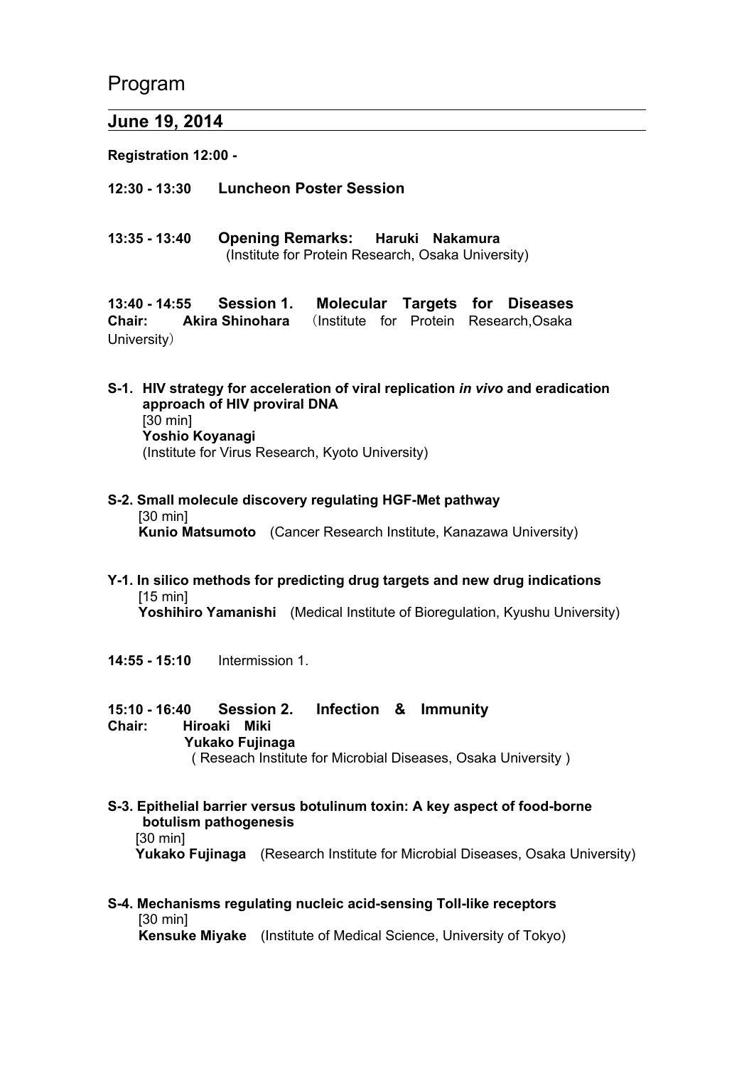# Program

## June 19, 2014

**Registration 12:00 -**

**12:30 - 13:30** **Luncheon Poster Session**

**13:35 - 13:40** **Opening Remarks:** **Haruki Nakamura**
(Institute for Protein Research, Osaka University)

**13:40 - 14:55** **Session 1. Molecular Targets for Diseases**
**Chair:** **Akira Shinohara** （Institute for Protein Research,Osaka University）

**S-1. HIV strategy for acceleration of viral replication *in vivo* and eradication approach of HIV proviral DNA**
[30 min]
**Yoshio Koyanagi**
(Institute for Virus Research, Kyoto University)

**S-2. Small molecule discovery regulating HGF-Met pathway**
[30 min]
**Kunio Matsumoto** (Cancer Research Institute, Kanazawa University)

**Y-1. In silico methods for predicting drug targets and new drug indications**
[15 min]
**Yoshihiro Yamanishi** (Medical Institute of Bioregulation, Kyushu University)

**14:55 - 15:10** Intermission 1.

**15:10 - 16:40** **Session 2. Infection & Immunity**
**Chair:** **Hiroaki Miki**
**Yukako Fujinaga**
( Reseach Institute for Microbial Diseases, Osaka University )

**S-3. Epithelial barrier versus botulinum toxin: A key aspect of food-borne botulism pathogenesis**
[30 min]
**Yukako Fujinaga** (Research Institute for Microbial Diseases, Osaka University)

**S-4. Mechanisms regulating nucleic acid-sensing Toll-like receptors**
[30 min]
**Kensuke Miyake** (Institute of Medical Science, University of Tokyo)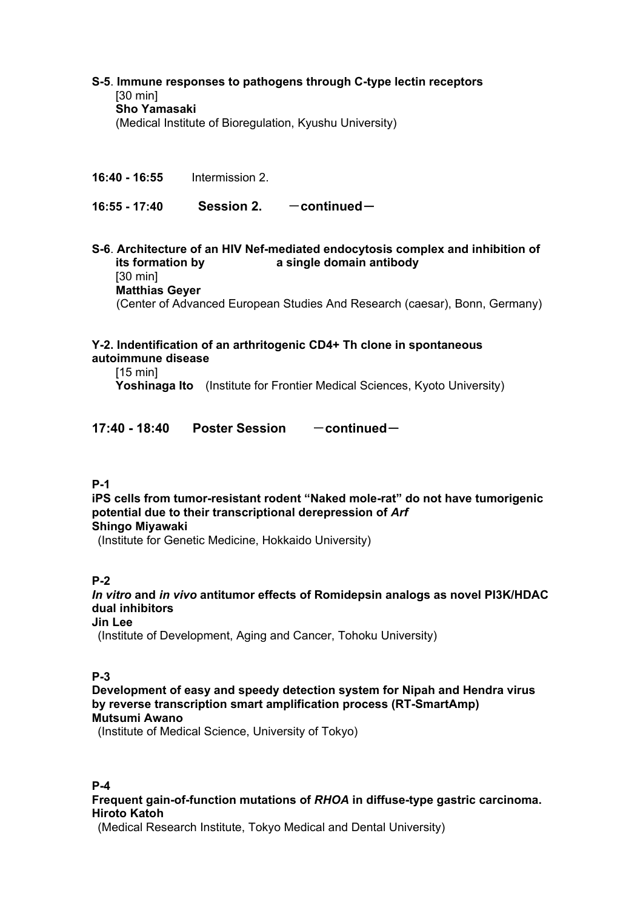**S-5**. **Immune responses to pathogens through C-type lectin receptors**
[30 min]
**Sho Yamasaki**
(Medical Institute of Bioregulation, Kyushu University)

**16:40 - 16:55** Intermission 2.

**16:55 - 17:40 Session 2. －continued－**

**S-6**. **Architecture of an HIV Nef-mediated endocytosis complex and inhibition of its formation by a single domain antibody**
[30 min]
**Matthias Geyer**
(Center of Advanced European Studies And Research (caesar), Bonn, Germany)

**Y-2. Indentification of an arthritogenic CD4+ Th clone in spontaneous autoimmune disease**
[15 min]
**Yoshinaga Ito** (Institute for Frontier Medical Sciences, Kyoto University)

**17:40 - 18:40 Poster Session －continued－**

**P-1**
**iPS cells from tumor-resistant rodent "Naked mole-rat" do not have tumorigenic potential due to their transcriptional derepression of *Arf***
**Shingo Miyawaki**
(Institute for Genetic Medicine, Hokkaido University)

**P-2**
***In vitro* and *in vivo* antitumor effects of Romidepsin analogs as novel PI3K/HDAC dual inhibitors**
**Jin Lee**
(Institute of Development, Aging and Cancer, Tohoku University)

**P-3**
**Development of easy and speedy detection system for Nipah and Hendra virus by reverse transcription smart amplification process (RT-SmartAmp)**
**Mutsumi Awano**
(Institute of Medical Science, University of Tokyo)

**P-4**
**Frequent gain-of-function mutations of *RHOA* in diffuse-type gastric carcinoma.**
**Hiroto Katoh**
(Medical Research Institute, Tokyo Medical and Dental University)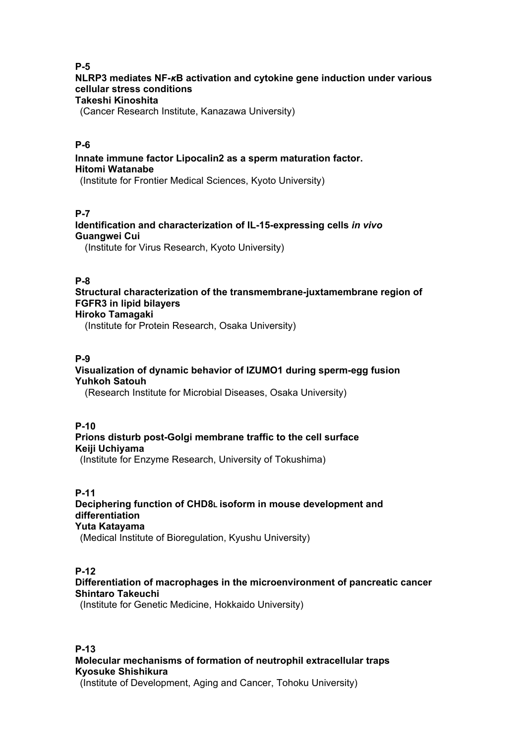**P-5**

**NLRP3 mediates NF-κB activation and cytokine gene induction under various cellular stress conditions**

**Takeshi Kinoshita**

(Cancer Research Institute, Kanazawa University)

**P-6**

**Innate immune factor Lipocalin2 as a sperm maturation factor.**

**Hitomi Watanabe**

(Institute for Frontier Medical Sciences, Kyoto University)

**P-7**

**Identification and characterization of IL-15-expressing cells *in vivo***

**Guangwei Cui**

(Institute for Virus Research, Kyoto University)

**P-8**

**Structural characterization of the transmembrane-juxtamembrane region of FGFR3 in lipid bilayers**

**Hiroko Tamagaki**

(Institute for Protein Research, Osaka University)

**P-9**

**Visualization of dynamic behavior of IZUMO1 during sperm-egg fusion**

**Yuhkoh Satouh**

(Research Institute for Microbial Diseases, Osaka University)

**P-10**

**Prions disturb post-Golgi membrane traffic to the cell surface**

**Keiji Uchiyama**

(Institute for Enzyme Research, University of Tokushima)

**P-11**

**Deciphering function of $CHD8_L$ isoform in mouse development and differentiation**

**Yuta Katayama**

(Medical Institute of Bioregulation, Kyushu University)

**P-12**

**Differentiation of macrophages in the microenvironment of pancreatic cancer**

**Shintaro Takeuchi**

(Institute for Genetic Medicine, Hokkaido University)

**P-13**

**Molecular mechanisms of formation of neutrophil extracellular traps**

**Kyosuke Shishikura**

(Institute of Development, Aging and Cancer, Tohoku University)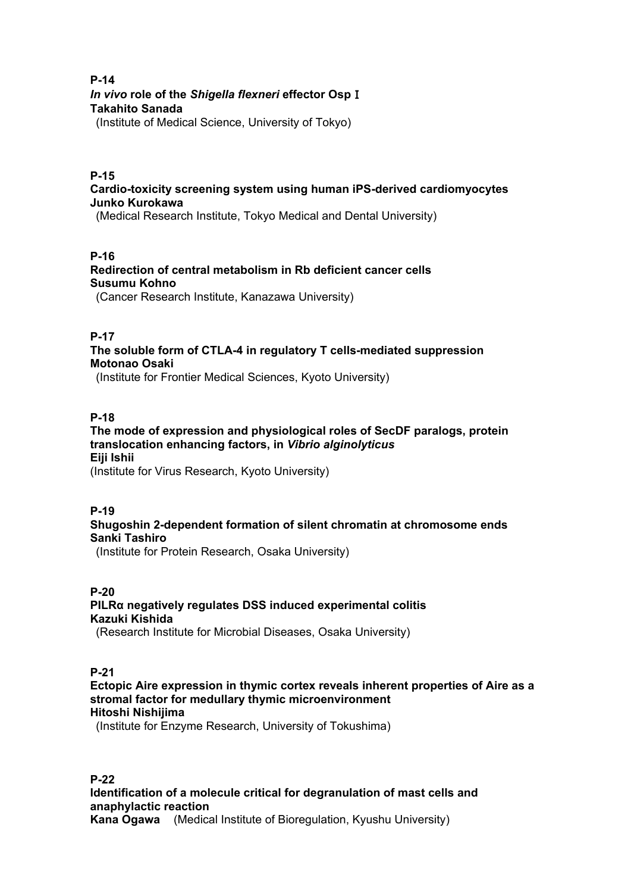**P-14**
***In vivo*** **role of the** ***Shigella flexneri*** **effector Osp Ⅰ**
**Takahito Sanada**
(Institute of Medical Science, University of Tokyo)

**P-15**
**Cardio-toxicity screening system using human iPS-derived cardiomyocytes**
**Junko Kurokawa**
(Medical Research Institute, Tokyo Medical and Dental University)

**P-16**
**Redirection of central metabolism in Rb deficient cancer cells**
**Susumu Kohno**
(Cancer Research Institute, Kanazawa University)

**P-17**
**The soluble form of CTLA-4 in regulatory T cells-mediated suppression**
**Motonao Osaki**
(Institute for Frontier Medical Sciences, Kyoto University)

**P-18**
**The mode of expression and physiological roles of SecDF paralogs, protein translocation enhancing factors, in** ***Vibrio alginolyticus***
**Eiji Ishii**
(Institute for Virus Research, Kyoto University)

**P-19**
**Shugoshin 2-dependent formation of silent chromatin at chromosome ends**
**Sanki Tashiro**
(Institute for Protein Research, Osaka University)

**P-20**
**PILRα negatively regulates DSS induced experimental colitis**
**Kazuki Kishida**
(Research Institute for Microbial Diseases, Osaka University)

**P-21**
**Ectopic Aire expression in thymic cortex reveals inherent properties of Aire as a stromal factor for medullary thymic microenvironment**
**Hitoshi Nishijima**
(Institute for Enzyme Research, University of Tokushima)

**P-22**
**Identification of a molecule critical for degranulation of mast cells and anaphylactic reaction**
**Kana Ogawa** (Medical Institute of Bioregulation, Kyushu University)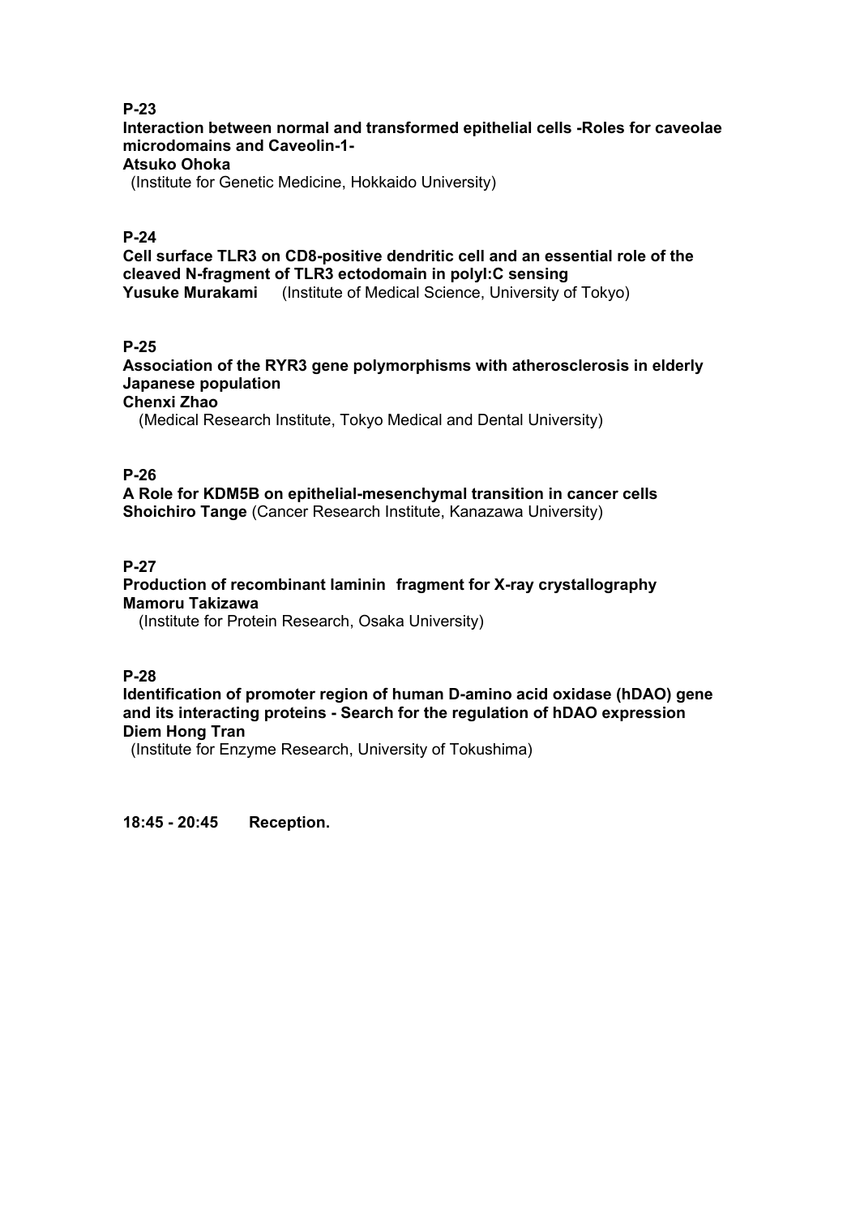**P-23**

**Interaction between normal and transformed epithelial cells -Roles for caveolae microdomains and Caveolin-1-**
**Atsuko Ohoka**
(Institute for Genetic Medicine, Hokkaido University)

**P-24**

**Cell surface TLR3 on CD8-positive dendritic cell and an essential role of the cleaved N-fragment of TLR3 ectodomain in polyI:C sensing**
**Yusuke Murakami** (Institute of Medical Science, University of Tokyo)

**P-25**

**Association of the RYR3 gene polymorphisms with atherosclerosis in elderly Japanese population**
**Chenxi Zhao**
(Medical Research Institute, Tokyo Medical and Dental University)

**P-26**

**A Role for KDM5B on epithelial-mesenchymal transition in cancer cells**
**Shoichiro Tange** (Cancer Research Institute, Kanazawa University)

**P-27**

**Production of recombinant laminin fragment for X-ray crystallography**
**Mamoru Takizawa**
(Institute for Protein Research, Osaka University)

**P-28**

**Identification of promoter region of human D-amino acid oxidase (hDAO) gene and its interacting proteins - Search for the regulation of hDAO expression**
**Diem Hong Tran**
(Institute for Enzyme Research, University of Tokushima)

**18:45 - 20:45 Reception.**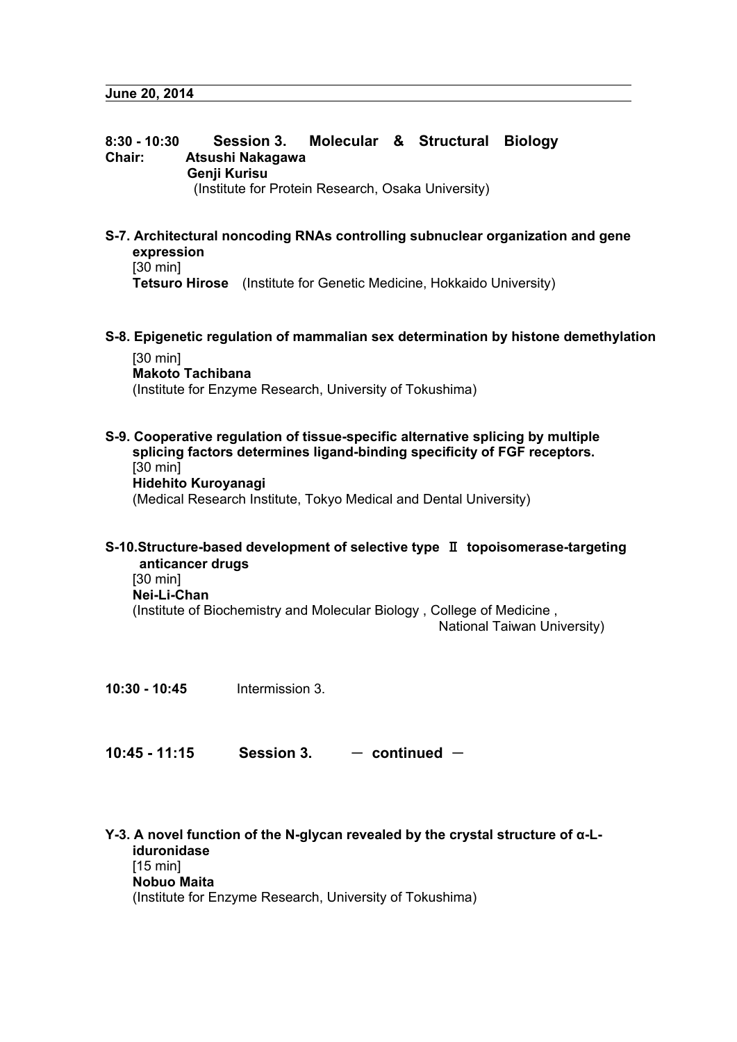**June 20, 2014**

## 8:30 - 10:30 Session 3. Molecular & Structural Biology

**Chair: Atsushi Nakagawa**
**Genji Kurisu**
(Institute for Protein Research, Osaka University)

**S-7. Architectural noncoding RNAs controlling subnuclear organization and gene expression**
[30 min]
**Tetsuro Hirose** (Institute for Genetic Medicine, Hokkaido University)

**S-8. Epigenetic regulation of mammalian sex determination by histone demethylation**
[30 min]
**Makoto Tachibana**
(Institute for Enzyme Research, University of Tokushima)

**S-9. Cooperative regulation of tissue-specific alternative splicing by multiple splicing factors determines ligand-binding specificity of FGF receptors.**
[30 min]
**Hidehito Kuroyanagi**
(Medical Research Institute, Tokyo Medical and Dental University)

**S-10.Structure-based development of selective type Ⅱ topoisomerase-targeting anticancer drugs**
[30 min]
**Nei-Li-Chan**
(Institute of Biochemistry and Molecular Biology , College of Medicine , National Taiwan University)

**10:30 - 10:45** Intermission 3.

## 10:45 - 11:15 Session 3. ― continued ―

**Y-3. A novel function of the N-glycan revealed by the crystal structure of α-L-iduronidase**
[15 min]
**Nobuo Maita**
(Institute for Enzyme Research, University of Tokushima)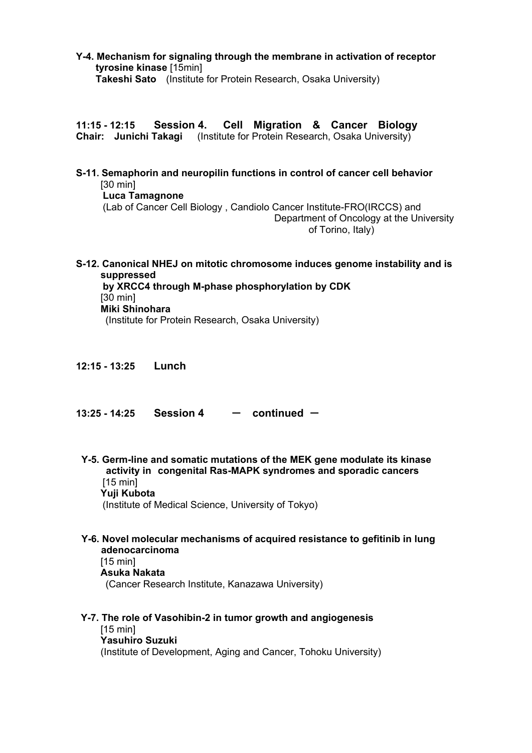**Y-4. Mechanism for signaling through the membrane in activation of receptor tyrosine kinase** [15min]
**Takeshi Sato** (Institute for Protein Research, Osaka University)

**11:15 - 12:15 Session 4. Cell Migration & Cancer Biology**
**Chair: Junichi Takagi** (Institute for Protein Research, Osaka University)

**S-11. Semaphorin and neuropilin functions in control of cancer cell behavior**
[30 min]
**Luca Tamagnone**
(Lab of Cancer Cell Biology , Candiolo Cancer Institute-FRO(IRCCS) and Department of Oncology at the University of Torino, Italy)

**S-12. Canonical NHEJ on mitotic chromosome induces genome instability and is suppressed by XRCC4 through M-phase phosphorylation by CDK**
[30 min]
**Miki Shinohara**
(Institute for Protein Research, Osaka University)

**12:15 - 13:25 Lunch**

**13:25 - 14:25 Session 4 ー continued ー**

**Y-5. Germ-line and somatic mutations of the MEK gene modulate its kinase activity in congenital Ras-MAPK syndromes and sporadic cancers**
[15 min]
**Yuji Kubota**
(Institute of Medical Science, University of Tokyo)

**Y-6. Novel molecular mechanisms of acquired resistance to gefitinib in lung adenocarcinoma**
[15 min]
**Asuka Nakata**
(Cancer Research Institute, Kanazawa University)

**Y-7. The role of Vasohibin-2 in tumor growth and angiogenesis**
[15 min]
**Yasuhiro Suzuki**
(Institute of Development, Aging and Cancer, Tohoku University)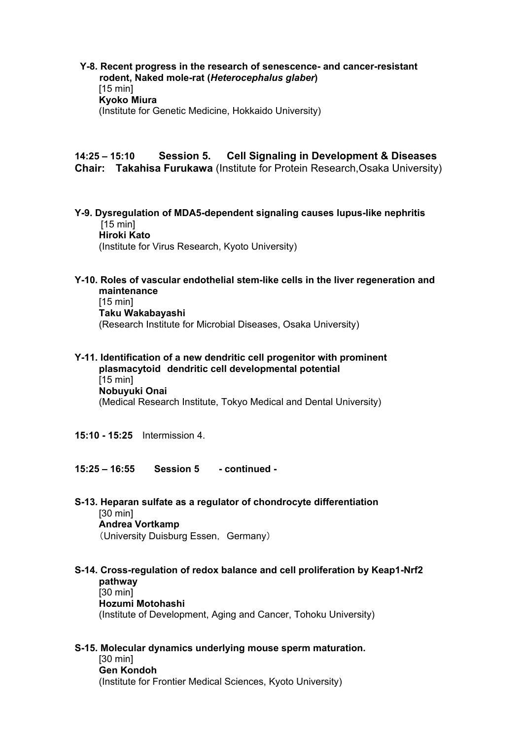**Y-8. Recent progress in the research of senescence- and cancer-resistant rodent, Naked mole-rat (*Heterocephalus glaber*)**
[15 min]
**Kyoko Miura**
(Institute for Genetic Medicine, Hokkaido University)

## 14:25 – 15:10 Session 5. Cell Signaling in Development & Diseases

**Chair: Takahisa Furukawa** (Institute for Protein Research,Osaka University)

**Y-9. Dysregulation of MDA5-dependent signaling causes lupus-like nephritis**
[15 min]
**Hiroki Kato**
(Institute for Virus Research, Kyoto University)

**Y-10. Roles of vascular endothelial stem-like cells in the liver regeneration and maintenance**
[15 min]
**Taku Wakabayashi**
(Research Institute for Microbial Diseases, Osaka University)

**Y-11. Identification of a new dendritic cell progenitor with prominent plasmacytoid dendritic cell developmental potential**
[15 min]
**Nobuyuki Onai**
(Medical Research Institute, Tokyo Medical and Dental University)

**15:10 - 15:25** Intermission 4.

**15:25 – 16:55 Session 5 - continued -**

**S-13. Heparan sulfate as a regulator of chondrocyte differentiation**
[30 min]
**Andrea Vortkamp**
（University Duisburg Essen，Germany）

**S-14. Cross-regulation of redox balance and cell proliferation by Keap1-Nrf2 pathway**
[30 min]
**Hozumi Motohashi**
(Institute of Development, Aging and Cancer, Tohoku University)

**S-15. Molecular dynamics underlying mouse sperm maturation.**
[30 min]
**Gen Kondoh**
(Institute for Frontier Medical Sciences, Kyoto University)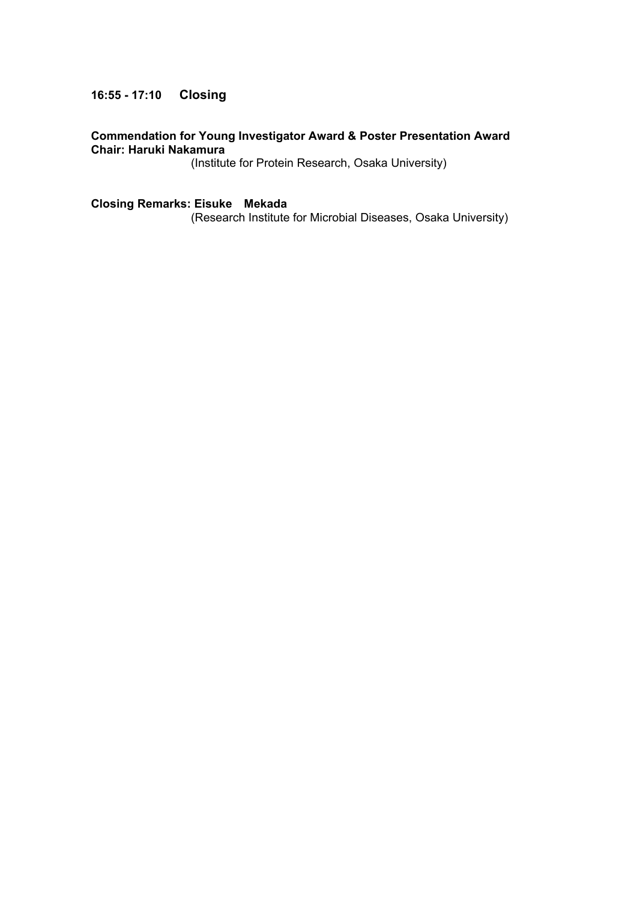## 16:55 - 17:10 Closing

**Commendation for Young Investigator Award & Poster Presentation Award**
**Chair: Haruki Nakamura**
(Institute for Protein Research, Osaka University)

**Closing Remarks: Eisuke Mekada**
(Research Institute for Microbial Diseases, Osaka University)